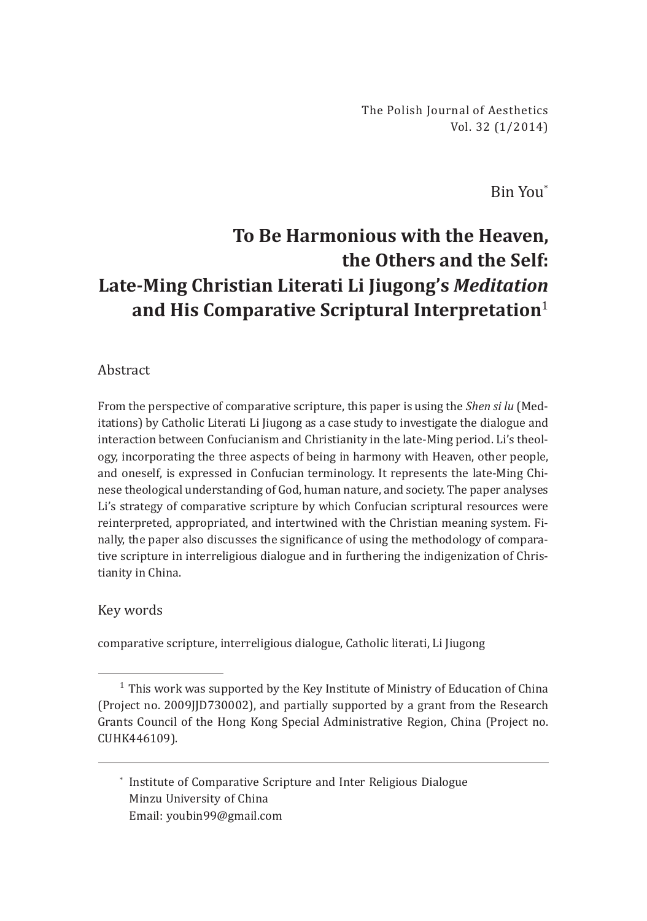Bin You[*]

# To Be Harmonious with the Heaven, the Others and the Self: Late-Ming Christian Literati Li Jiugong's *Meditation* and His Comparative Scriptural Interpretation[1]

## Abstract

From the perspective of comparative scripture, this paper is using the *Shen si lu* (Meditations) by Catholic Literati Li Jiugong as a case study to investigate the dialogue and interaction between Confucianism and Christianity in the late-Ming period. Li's theology, incorporating the three aspects of being in harmony with Heaven, other people, and oneself, is expressed in Confucian terminology. It represents the late-Ming Chinese theological understanding of God, human nature, and society. The paper analyses Li's strategy of comparative scripture by which Confucian scriptural resources were reinterpreted, appropriated, and intertwined with the Christian meaning system. Finally, the paper also discusses the significance of using the methodology of comparative scripture in interreligious dialogue and in furthering the indigenization of Christianity in China.

## Key words

comparative scripture, interreligious dialogue, Catholic literati, Li Jiugong

---

[1] This work was supported by the Key Institute of Ministry of Education of China (Project no. 2009JJD730002), and partially supported by a grant from the Research Grants Council of the Hong Kong Special Administrative Region, China (Project no. CUHK446109).

---

[*] Institute of Comparative Scripture and Inter Religious Dialogue
Minzu University of China
Email: youbin99@gmail.com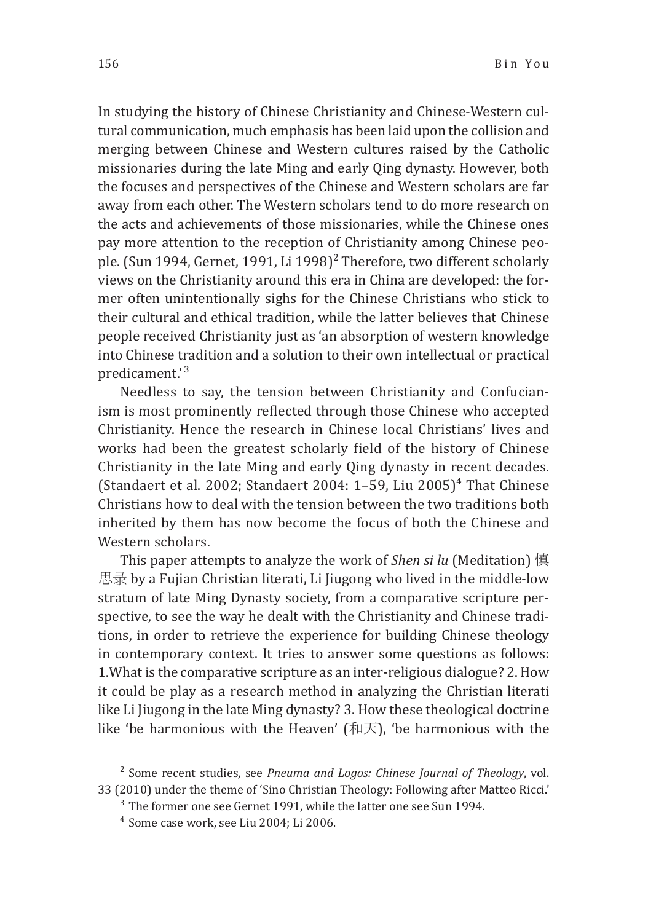In studying the history of Chinese Christianity and Chinese-Western cultural communication, much emphasis has been laid upon the collision and merging between Chinese and Western cultures raised by the Catholic missionaries during the late Ming and early Qing dynasty. However, both the focuses and perspectives of the Chinese and Western scholars are far away from each other. The Western scholars tend to do more research on the acts and achievements of those missionaries, while the Chinese ones pay more attention to the reception of Christianity among Chinese people. (Sun 1994, Gernet, 1991, Li 1998)[2] Therefore, two different scholarly views on the Christianity around this era in China are developed: the former often unintentionally sighs for the Chinese Christians who stick to their cultural and ethical tradition, while the latter believes that Chinese people received Christianity just as 'an absorption of western knowledge into Chinese tradition and a solution to their own intellectual or practical predicament.'[3]

Needless to say, the tension between Christianity and Confucianism is most prominently reflected through those Chinese who accepted Christianity. Hence the research in Chinese local Christians' lives and works had been the greatest scholarly field of the history of Chinese Christianity in the late Ming and early Qing dynasty in recent decades. (Standaert et al. 2002; Standaert 2004: 1–59, Liu 2005)[4] That Chinese Christians how to deal with the tension between the two traditions both inherited by them has now become the focus of both the Chinese and Western scholars.

This paper attempts to analyze the work of *Shen si lu* (Meditation) 慎思录 by a Fujian Christian literati, Li Jiugong who lived in the middle-low stratum of late Ming Dynasty society, from a comparative scripture perspective, to see the way he dealt with the Christianity and Chinese traditions, in order to retrieve the experience for building Chinese theology in contemporary context. It tries to answer some questions as follows: 1.What is the comparative scripture as an inter-religious dialogue? 2. How it could be play as a research method in analyzing the Christian literati like Li Jiugong in the late Ming dynasty? 3. How these theological doctrine like 'be harmonious with the Heaven' (和天), 'be harmonious with the

---

[2] Some recent studies, see *Pneuma and Logos: Chinese Journal of Theology*, vol. 33 (2010) under the theme of 'Sino Christian Theology: Following after Matteo Ricci.'

[3] The former one see Gernet 1991, while the latter one see Sun 1994.

[4] Some case work, see Liu 2004; Li 2006.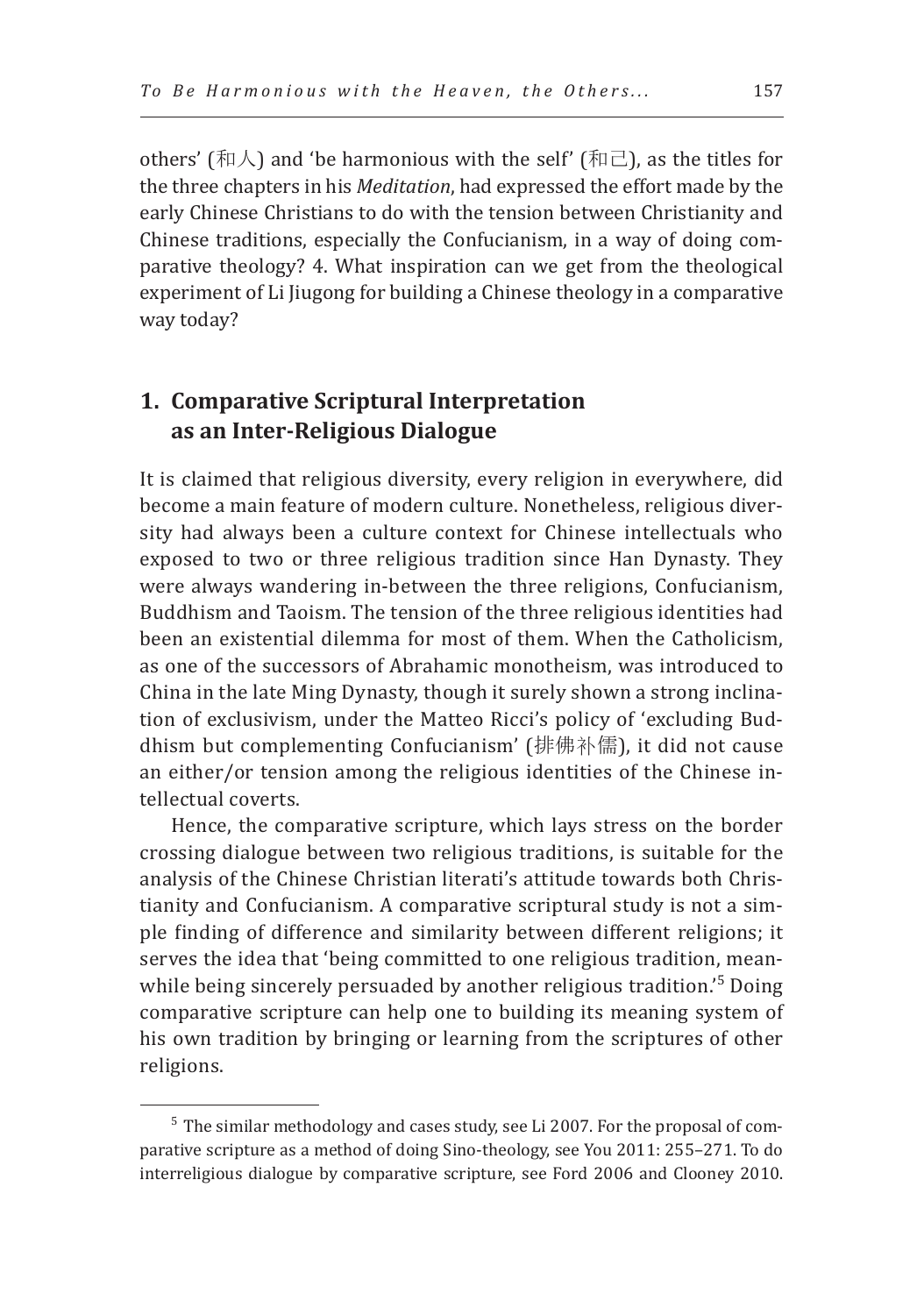others' (和人) and 'be harmonious with the self' (和己), as the titles for the three chapters in his *Meditation*, had expressed the effort made by the early Chinese Christians to do with the tension between Christianity and Chinese traditions, especially the Confucianism, in a way of doing comparative theology? 4. What inspiration can we get from the theological experiment of Li Jiugong for building a Chinese theology in a comparative way today?

## 1. Comparative Scriptural Interpretation as an Inter-Religious Dialogue

It is claimed that religious diversity, every religion in everywhere, did become a main feature of modern culture. Nonetheless, religious diversity had always been a culture context for Chinese intellectuals who exposed to two or three religious tradition since Han Dynasty. They were always wandering in-between the three religions, Confucianism, Buddhism and Taoism. The tension of the three religious identities had been an existential dilemma for most of them. When the Catholicism, as one of the successors of Abrahamic monotheism, was introduced to China in the late Ming Dynasty, though it surely shown a strong inclination of exclusivism, under the Matteo Ricci's policy of 'excluding Buddhism but complementing Confucianism' (排佛补儒), it did not cause an either/or tension among the religious identities of the Chinese intellectual coverts.

Hence, the comparative scripture, which lays stress on the border crossing dialogue between two religious traditions, is suitable for the analysis of the Chinese Christian literati's attitude towards both Christianity and Confucianism. A comparative scriptural study is not a simple finding of difference and similarity between different religions; it serves the idea that 'being committed to one religious tradition, meanwhile being sincerely persuaded by another religious tradition.'[5] Doing comparative scripture can help one to building its meaning system of his own tradition by bringing or learning from the scriptures of other religions.

---

[5] The similar methodology and cases study, see Li 2007. For the proposal of comparative scripture as a method of doing Sino-theology, see You 2011: 255–271. To do interreligious dialogue by comparative scripture, see Ford 2006 and Clooney 2010.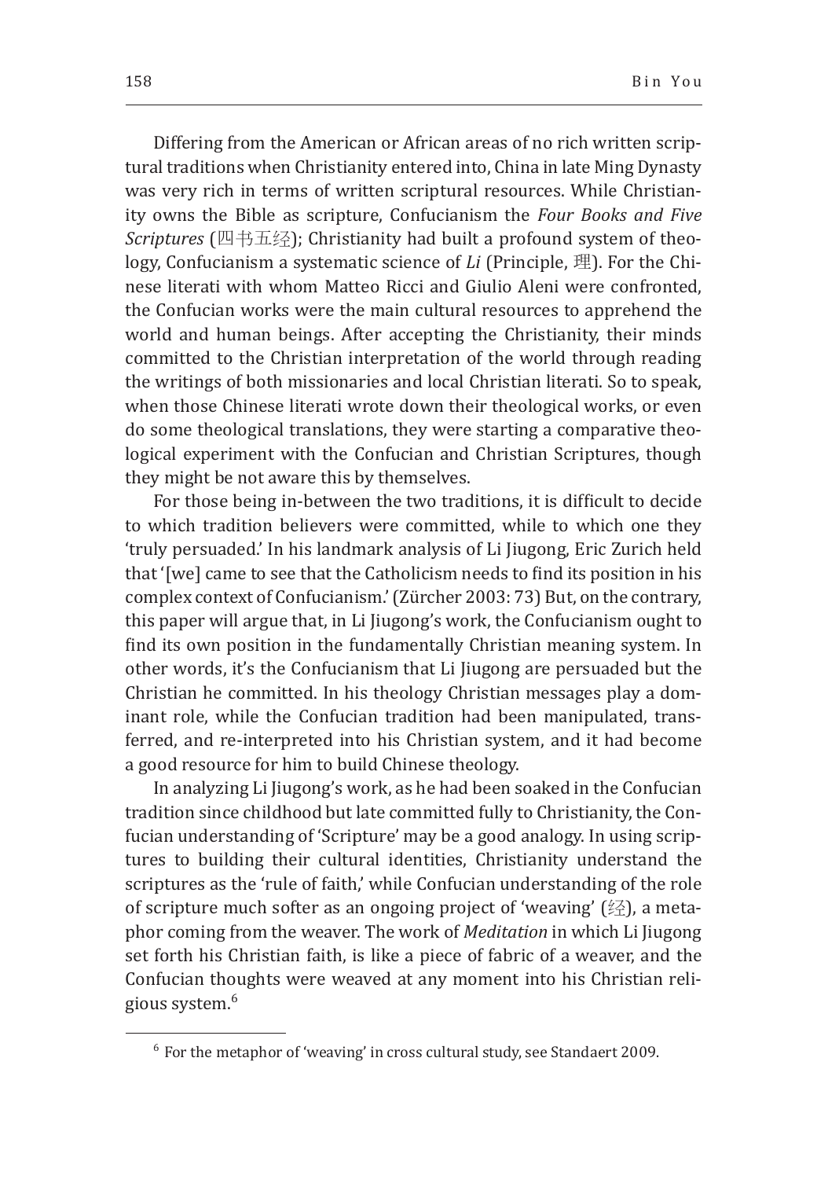Differing from the American or African areas of no rich written scriptural traditions when Christianity entered into, China in late Ming Dynasty was very rich in terms of written scriptural resources. While Christianity owns the Bible as scripture, Confucianism the *Four Books and Five Scriptures* (四书五经); Christianity had built a profound system of theology, Confucianism a systematic science of *Li* (Principle, 理). For the Chinese literati with whom Matteo Ricci and Giulio Aleni were confronted, the Confucian works were the main cultural resources to apprehend the world and human beings. After accepting the Christianity, their minds committed to the Christian interpretation of the world through reading the writings of both missionaries and local Christian literati. So to speak, when those Chinese literati wrote down their theological works, or even do some theological translations, they were starting a comparative theological experiment with the Confucian and Christian Scriptures, though they might be not aware this by themselves.

For those being in-between the two traditions, it is difficult to decide to which tradition believers were committed, while to which one they 'truly persuaded.' In his landmark analysis of Li Jiugong, Eric Zurich held that '[we] came to see that the Catholicism needs to find its position in his complex context of Confucianism.' (Zürcher 2003: 73) But, on the contrary, this paper will argue that, in Li Jiugong's work, the Confucianism ought to find its own position in the fundamentally Christian meaning system. In other words, it's the Confucianism that Li Jiugong are persuaded but the Christian he committed. In his theology Christian messages play a dominant role, while the Confucian tradition had been manipulated, transferred, and re-interpreted into his Christian system, and it had become a good resource for him to build Chinese theology.

In analyzing Li Jiugong's work, as he had been soaked in the Confucian tradition since childhood but late committed fully to Christianity, the Confucian understanding of 'Scripture' may be a good analogy. In using scriptures to building their cultural identities, Christianity understand the scriptures as the 'rule of faith,' while Confucian understanding of the role of scripture much softer as an ongoing project of 'weaving' (经), a metaphor coming from the weaver. The work of *Meditation* in which Li Jiugong set forth his Christian faith, is like a piece of fabric of a weaver, and the Confucian thoughts were weaved at any moment into his Christian religious system.[6]

[6] For the metaphor of 'weaving' in cross cultural study, see Standaert 2009.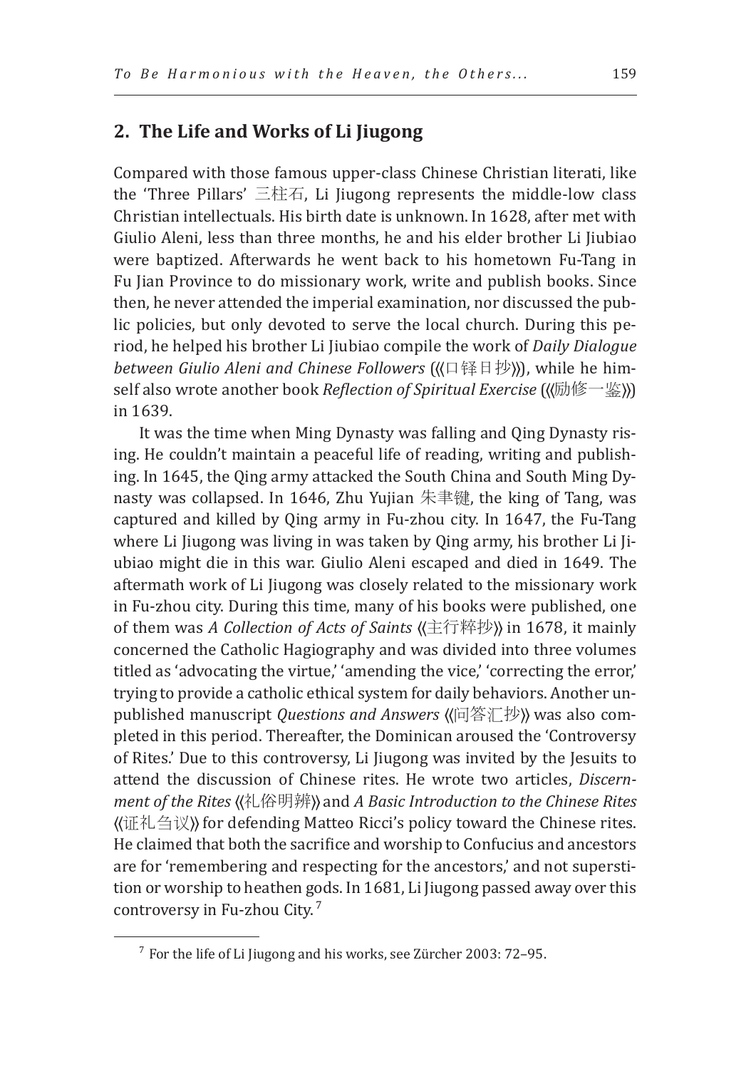## 2. The Life and Works of Li Jiugong

Compared with those famous upper-class Chinese Christian literati, like the 'Three Pillars' 三柱石, Li Jiugong represents the middle-low class Christian intellectuals. His birth date is unknown. In 1628, after met with Giulio Aleni, less than three months, he and his elder brother Li Jiubiao were baptized. Afterwards he went back to his hometown Fu-Tang in Fu Jian Province to do missionary work, write and publish books. Since then, he never attended the imperial examination, nor discussed the public policies, but only devoted to serve the local church. During this period, he helped his brother Li Jiubiao compile the work of *Daily Dialogue between Giulio Aleni and Chinese Followers* (《口铎日抄》), while he himself also wrote another book *Reflection of Spiritual Exercise* (《励修一鉴》) in 1639.

It was the time when Ming Dynasty was falling and Qing Dynasty rising. He couldn't maintain a peaceful life of reading, writing and publishing. In 1645, the Qing army attacked the South China and South Ming Dynasty was collapsed. In 1646, Zhu Yujian 朱聿键, the king of Tang, was captured and killed by Qing army in Fu-zhou city. In 1647, the Fu-Tang where Li Jiugong was living in was taken by Qing army, his brother Li Jiubiao might die in this war. Giulio Aleni escaped and died in 1649. The aftermath work of Li Jiugong was closely related to the missionary work in Fu-zhou city. During this time, many of his books were published, one of them was *A Collection of Acts of Saints* 《主行粹抄》 in 1678, it mainly concerned the Catholic Hagiography and was divided into three volumes titled as 'advocating the virtue,' 'amending the vice,' 'correcting the error,' trying to provide a catholic ethical system for daily behaviors. Another unpublished manuscript *Questions and Answers* 《问答汇抄》 was also completed in this period. Thereafter, the Dominican aroused the 'Controversy of Rites.' Due to this controversy, Li Jiugong was invited by the Jesuits to attend the discussion of Chinese rites. He wrote two articles, *Discernment of the Rites* 《礼俗明辨》 and *A Basic Introduction to the Chinese Rites* 《证礼刍议》 for defending Matteo Ricci's policy toward the Chinese rites. He claimed that both the sacrifice and worship to Confucius and ancestors are for 'remembering and respecting for the ancestors,' and not superstition or worship to heathen gods. In 1681, Li Jiugong passed away over this controversy in Fu-zhou City.[7]

[7] For the life of Li Jiugong and his works, see Zürcher 2003: 72–95.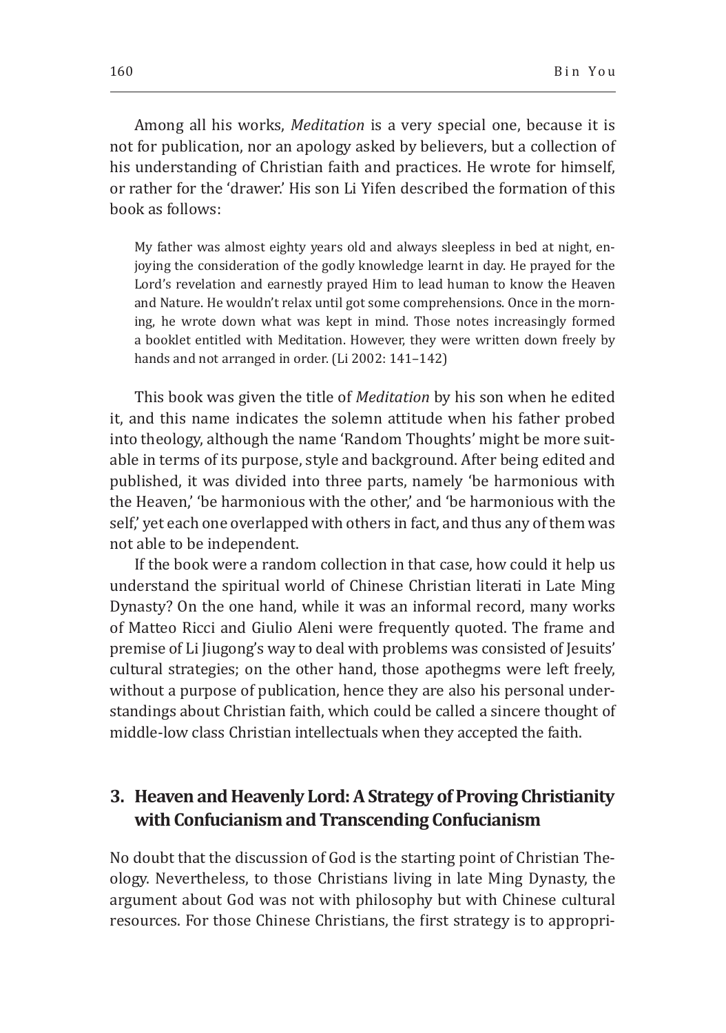Among all his works, *Meditation* is a very special one, because it is not for publication, nor an apology asked by believers, but a collection of his understanding of Christian faith and practices. He wrote for himself, or rather for the 'drawer.' His son Li Yifen described the formation of this book as follows:

> My father was almost eighty years old and always sleepless in bed at night, enjoying the consideration of the godly knowledge learnt in day. He prayed for the Lord's revelation and earnestly prayed Him to lead human to know the Heaven and Nature. He wouldn't relax until got some comprehensions. Once in the morning, he wrote down what was kept in mind. Those notes increasingly formed a booklet entitled with Meditation. However, they were written down freely by hands and not arranged in order. (Li 2002: 141–142)

This book was given the title of *Meditation* by his son when he edited it, and this name indicates the solemn attitude when his father probed into theology, although the name 'Random Thoughts' might be more suitable in terms of its purpose, style and background. After being edited and published, it was divided into three parts, namely 'be harmonious with the Heaven,' 'be harmonious with the other,' and 'be harmonious with the self,' yet each one overlapped with others in fact, and thus any of them was not able to be independent.

If the book were a random collection in that case, how could it help us understand the spiritual world of Chinese Christian literati in Late Ming Dynasty? On the one hand, while it was an informal record, many works of Matteo Ricci and Giulio Aleni were frequently quoted. The frame and premise of Li Jiugong's way to deal with problems was consisted of Jesuits' cultural strategies; on the other hand, those apothegms were left freely, without a purpose of publication, hence they are also his personal understandings about Christian faith, which could be called a sincere thought of middle-low class Christian intellectuals when they accepted the faith.

## 3. Heaven and Heavenly Lord: A Strategy of Proving Christianity with Confucianism and Transcending Confucianism

No doubt that the discussion of God is the starting point of Christian Theology. Nevertheless, to those Christians living in late Ming Dynasty, the argument about God was not with philosophy but with Chinese cultural resources. For those Chinese Christians, the first strategy is to appropri-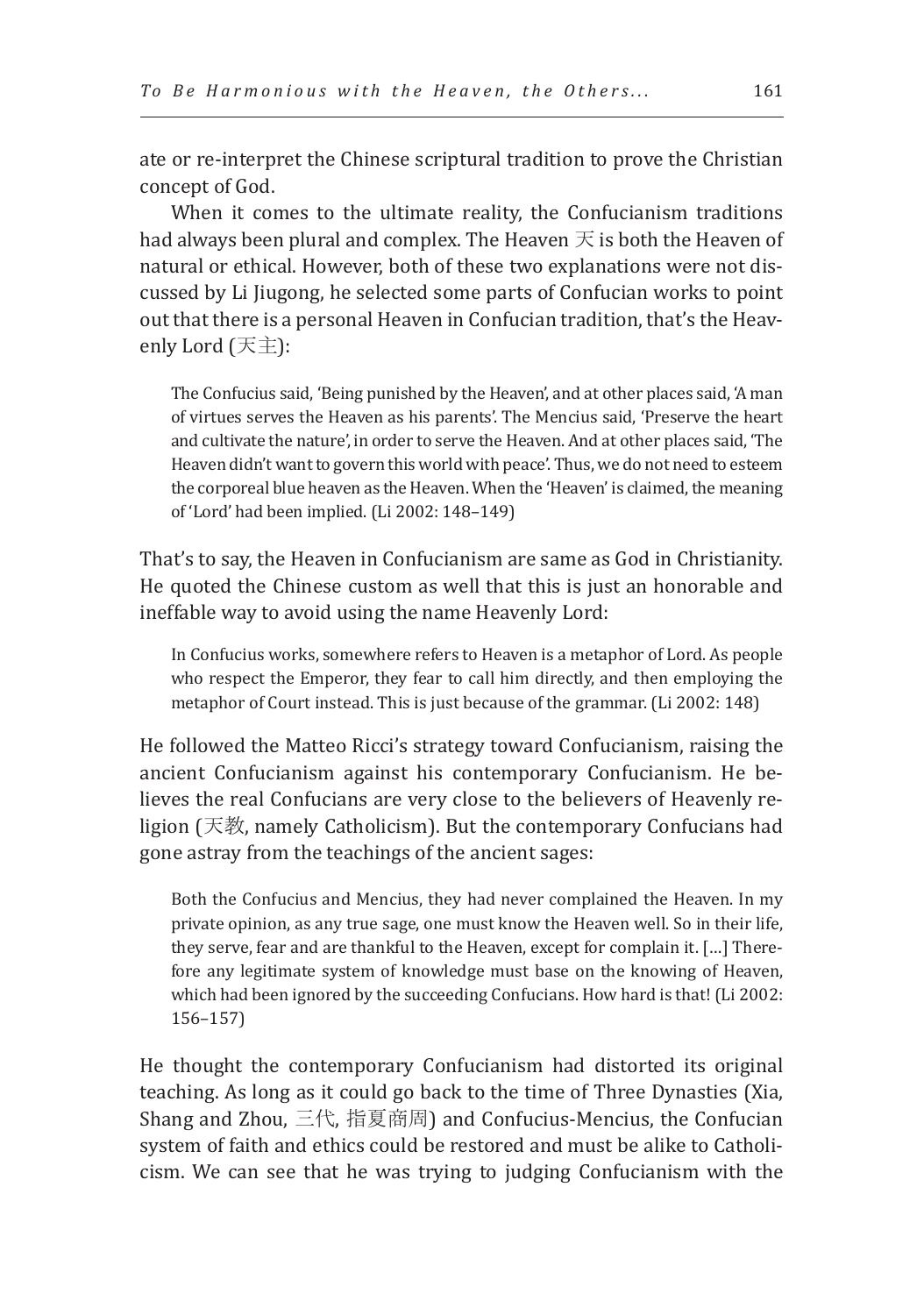ate or re-interpret the Chinese scriptural tradition to prove the Christian concept of God.

When it comes to the ultimate reality, the Confucianism traditions had always been plural and complex. The Heaven 天 is both the Heaven of natural or ethical. However, both of these two explanations were not discussed by Li Jiugong, he selected some parts of Confucian works to point out that there is a personal Heaven in Confucian tradition, that's the Heavenly Lord (天主):

> The Confucius said, 'Being punished by the Heaven', and at other places said, 'A man of virtues serves the Heaven as his parents'. The Mencius said, 'Preserve the heart and cultivate the nature', in order to serve the Heaven. And at other places said, 'The Heaven didn't want to govern this world with peace'. Thus, we do not need to esteem the corporeal blue heaven as the Heaven. When the 'Heaven' is claimed, the meaning of 'Lord' had been implied. (Li 2002: 148–149)

That's to say, the Heaven in Confucianism are same as God in Christianity. He quoted the Chinese custom as well that this is just an honorable and ineffable way to avoid using the name Heavenly Lord:

> In Confucius works, somewhere refers to Heaven is a metaphor of Lord. As people who respect the Emperor, they fear to call him directly, and then employing the metaphor of Court instead. This is just because of the grammar. (Li 2002: 148)

He followed the Matteo Ricci's strategy toward Confucianism, raising the ancient Confucianism against his contemporary Confucianism. He believes the real Confucians are very close to the believers of Heavenly religion (天教, namely Catholicism). But the contemporary Confucians had gone astray from the teachings of the ancient sages:

> Both the Confucius and Mencius, they had never complained the Heaven. In my private opinion, as any true sage, one must know the Heaven well. So in their life, they serve, fear and are thankful to the Heaven, except for complain it. […] Therefore any legitimate system of knowledge must base on the knowing of Heaven, which had been ignored by the succeeding Confucians. How hard is that! (Li 2002: 156–157)

He thought the contemporary Confucianism had distorted its original teaching. As long as it could go back to the time of Three Dynasties (Xia, Shang and Zhou, 三代, 指夏商周) and Confucius-Mencius, the Confucian system of faith and ethics could be restored and must be alike to Catholicism. We can see that he was trying to judging Confucianism with the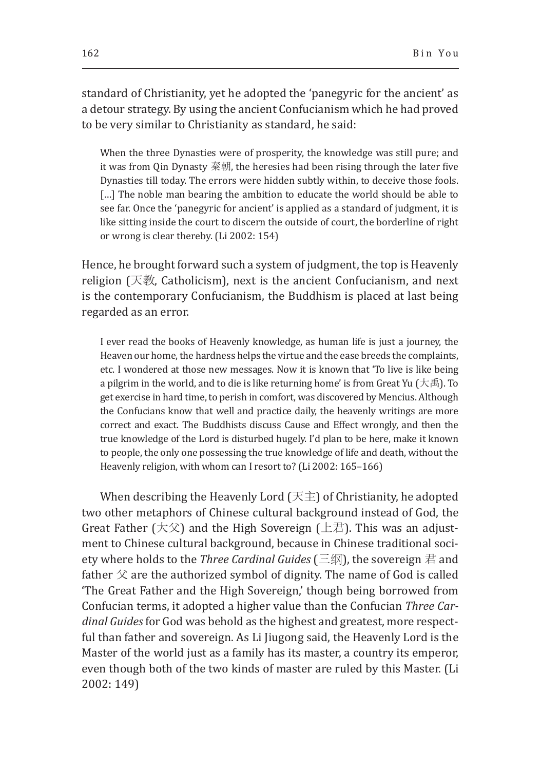standard of Christianity, yet he adopted the 'panegyric for the ancient' as a detour strategy. By using the ancient Confucianism which he had proved to be very similar to Christianity as standard, he said:

> When the three Dynasties were of prosperity, the knowledge was still pure; and it was from Qin Dynasty 秦朝, the heresies had been rising through the later five Dynasties till today. The errors were hidden subtly within, to deceive those fools. […] The noble man bearing the ambition to educate the world should be able to see far. Once the 'panegyric for ancient' is applied as a standard of judgment, it is like sitting inside the court to discern the outside of court, the borderline of right or wrong is clear thereby. (Li 2002: 154)

Hence, he brought forward such a system of judgment, the top is Heavenly religion (天教, Catholicism), next is the ancient Confucianism, and next is the contemporary Confucianism, the Buddhism is placed at last being regarded as an error.

> I ever read the books of Heavenly knowledge, as human life is just a journey, the Heaven our home, the hardness helps the virtue and the ease breeds the complaints, etc. I wondered at those new messages. Now it is known that 'To live is like being a pilgrim in the world, and to die is like returning home' is from Great Yu (大禹). To get exercise in hard time, to perish in comfort, was discovered by Mencius. Although the Confucians know that well and practice daily, the heavenly writings are more correct and exact. The Buddhists discuss Cause and Effect wrongly, and then the true knowledge of the Lord is disturbed hugely. I'd plan to be here, make it known to people, the only one possessing the true knowledge of life and death, without the Heavenly religion, with whom can I resort to? (Li 2002: 165–166)

When describing the Heavenly Lord (天主) of Christianity, he adopted two other metaphors of Chinese cultural background instead of God, the Great Father (大父) and the High Sovereign (上君). This was an adjustment to Chinese cultural background, because in Chinese traditional society where holds to the *Three Cardinal Guides* (三纲), the sovereign 君 and father 父 are the authorized symbol of dignity. The name of God is called 'The Great Father and the High Sovereign,' though being borrowed from Confucian terms, it adopted a higher value than the Confucian *Three Cardinal Guides* for God was behold as the highest and greatest, more respectful than father and sovereign. As Li Jiugong said, the Heavenly Lord is the Master of the world just as a family has its master, a country its emperor, even though both of the two kinds of master are ruled by this Master. (Li 2002: 149)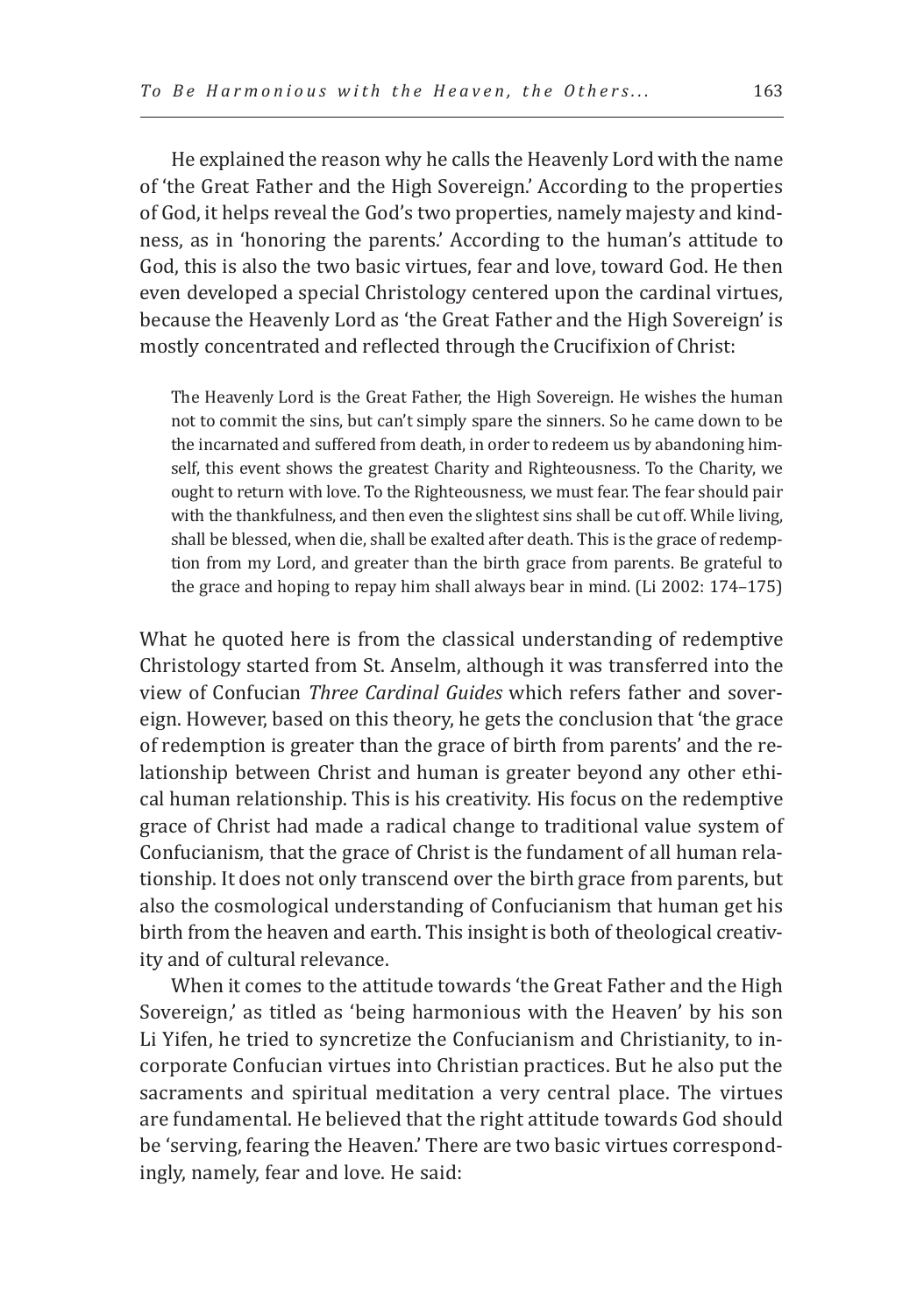He explained the reason why he calls the Heavenly Lord with the name of 'the Great Father and the High Sovereign.' According to the properties of God, it helps reveal the God's two properties, namely majesty and kindness, as in 'honoring the parents.' According to the human's attitude to God, this is also the two basic virtues, fear and love, toward God. He then even developed a special Christology centered upon the cardinal virtues, because the Heavenly Lord as 'the Great Father and the High Sovereign' is mostly concentrated and reflected through the Crucifixion of Christ:

> The Heavenly Lord is the Great Father, the High Sovereign. He wishes the human not to commit the sins, but can't simply spare the sinners. So he came down to be the incarnated and suffered from death, in order to redeem us by abandoning himself, this event shows the greatest Charity and Righteousness. To the Charity, we ought to return with love. To the Righteousness, we must fear. The fear should pair with the thankfulness, and then even the slightest sins shall be cut off. While living, shall be blessed, when die, shall be exalted after death. This is the grace of redemption from my Lord, and greater than the birth grace from parents. Be grateful to the grace and hoping to repay him shall always bear in mind. (Li 2002: 174–175)

What he quoted here is from the classical understanding of redemptive Christology started from St. Anselm, although it was transferred into the view of Confucian *Three Cardinal Guides* which refers father and sovereign. However, based on this theory, he gets the conclusion that 'the grace of redemption is greater than the grace of birth from parents' and the relationship between Christ and human is greater beyond any other ethical human relationship. This is his creativity. His focus on the redemptive grace of Christ had made a radical change to traditional value system of Confucianism, that the grace of Christ is the fundament of all human relationship. It does not only transcend over the birth grace from parents, but also the cosmological understanding of Confucianism that human get his birth from the heaven and earth. This insight is both of theological creativity and of cultural relevance.

When it comes to the attitude towards 'the Great Father and the High Sovereign,' as titled as 'being harmonious with the Heaven' by his son Li Yifen, he tried to syncretize the Confucianism and Christianity, to incorporate Confucian virtues into Christian practices. But he also put the sacraments and spiritual meditation a very central place. The virtues are fundamental. He believed that the right attitude towards God should be 'serving, fearing the Heaven.' There are two basic virtues correspondingly, namely, fear and love. He said: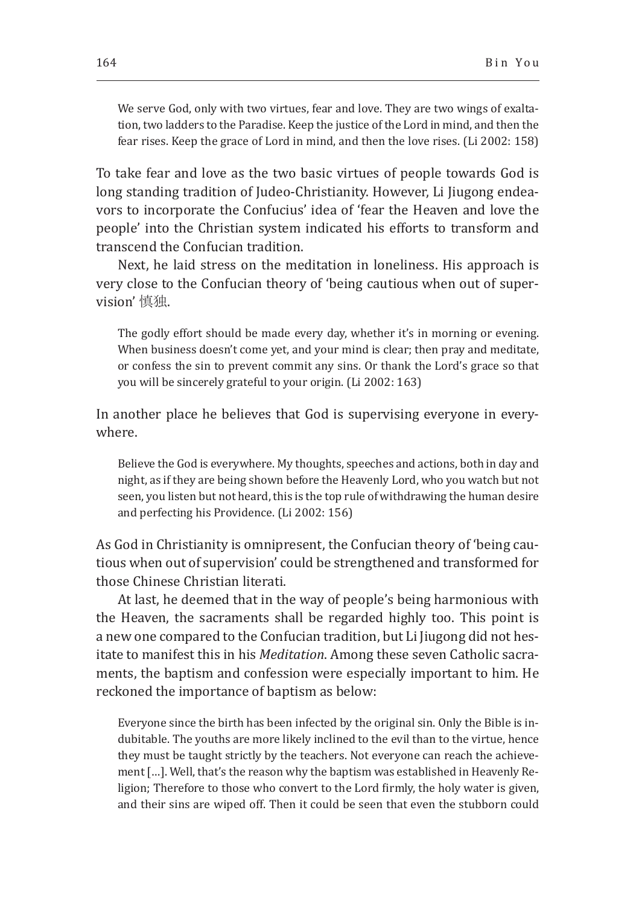> We serve God, only with two virtues, fear and love. They are two wings of exaltation, two ladders to the Paradise. Keep the justice of the Lord in mind, and then the fear rises. Keep the grace of Lord in mind, and then the love rises. (Li 2002: 158)

To take fear and love as the two basic virtues of people towards God is long standing tradition of Judeo-Christianity. However, Li Jiugong endeavors to incorporate the Confucius' idea of 'fear the Heaven and love the people' into the Christian system indicated his efforts to transform and transcend the Confucian tradition.

Next, he laid stress on the meditation in loneliness. His approach is very close to the Confucian theory of 'being cautious when out of supervision' 慎独.

> The godly effort should be made every day, whether it's in morning or evening. When business doesn't come yet, and your mind is clear; then pray and meditate, or confess the sin to prevent commit any sins. Or thank the Lord's grace so that you will be sincerely grateful to your origin. (Li 2002: 163)

In another place he believes that God is supervising everyone in everywhere.

> Believe the God is everywhere. My thoughts, speeches and actions, both in day and night, as if they are being shown before the Heavenly Lord, who you watch but not seen, you listen but not heard, this is the top rule of withdrawing the human desire and perfecting his Providence. (Li 2002: 156)

As God in Christianity is omnipresent, the Confucian theory of 'being cautious when out of supervision' could be strengthened and transformed for those Chinese Christian literati.

At last, he deemed that in the way of people's being harmonious with the Heaven, the sacraments shall be regarded highly too. This point is a new one compared to the Confucian tradition, but Li Jiugong did not hesitate to manifest this in his *Meditation*. Among these seven Catholic sacraments, the baptism and confession were especially important to him. He reckoned the importance of baptism as below:

> Everyone since the birth has been infected by the original sin. Only the Bible is indubitable. The youths are more likely inclined to the evil than to the virtue, hence they must be taught strictly by the teachers. Not everyone can reach the achievement […]. Well, that's the reason why the baptism was established in Heavenly Religion; Therefore to those who convert to the Lord firmly, the holy water is given, and their sins are wiped off. Then it could be seen that even the stubborn could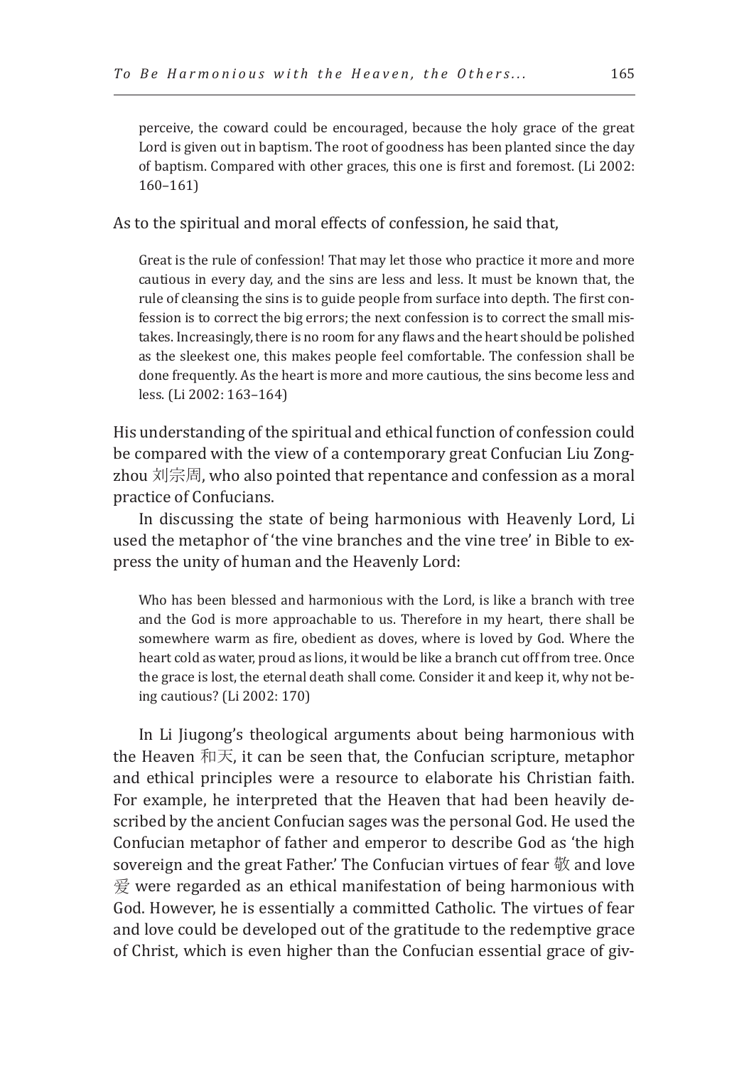> perceive, the coward could be encouraged, because the holy grace of the great Lord is given out in baptism. The root of goodness has been planted since the day of baptism. Compared with other graces, this one is first and foremost. (Li 2002: 160–161)

As to the spiritual and moral effects of confession, he said that,

> Great is the rule of confession! That may let those who practice it more and more cautious in every day, and the sins are less and less. It must be known that, the rule of cleansing the sins is to guide people from surface into depth. The first confession is to correct the big errors; the next confession is to correct the small mistakes. Increasingly, there is no room for any flaws and the heart should be polished as the sleekest one, this makes people feel comfortable. The confession shall be done frequently. As the heart is more and more cautious, the sins become less and less. (Li 2002: 163–164)

His understanding of the spiritual and ethical function of confession could be compared with the view of a contemporary great Confucian Liu Zongzhou 刘宗周, who also pointed that repentance and confession as a moral practice of Confucians.

In discussing the state of being harmonious with Heavenly Lord, Li used the metaphor of 'the vine branches and the vine tree' in Bible to express the unity of human and the Heavenly Lord:

> Who has been blessed and harmonious with the Lord, is like a branch with tree and the God is more approachable to us. Therefore in my heart, there shall be somewhere warm as fire, obedient as doves, where is loved by God. Where the heart cold as water, proud as lions, it would be like a branch cut off from tree. Once the grace is lost, the eternal death shall come. Consider it and keep it, why not being cautious? (Li 2002: 170)

In Li Jiugong's theological arguments about being harmonious with the Heaven 和天, it can be seen that, the Confucian scripture, metaphor and ethical principles were a resource to elaborate his Christian faith. For example, he interpreted that the Heaven that had been heavily described by the ancient Confucian sages was the personal God. He used the Confucian metaphor of father and emperor to describe God as 'the high sovereign and the great Father.' The Confucian virtues of fear 敬 and love 爱 were regarded as an ethical manifestation of being harmonious with God. However, he is essentially a committed Catholic. The virtues of fear and love could be developed out of the gratitude to the redemptive grace of Christ, which is even higher than the Confucian essential grace of giv-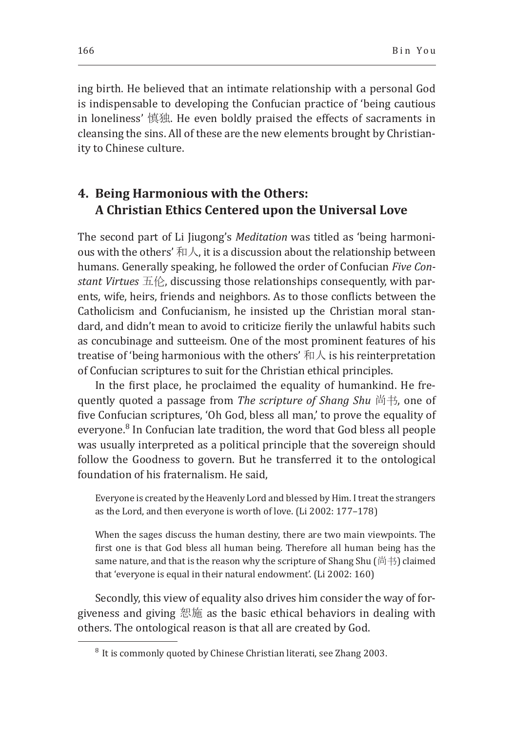ing birth. He believed that an intimate relationship with a personal God is indispensable to developing the Confucian practice of 'being cautious in loneliness' 慎独. He even boldly praised the effects of sacraments in cleansing the sins. All of these are the new elements brought by Christianity to Chinese culture.

## 4. Being Harmonious with the Others: A Christian Ethics Centered upon the Universal Love

The second part of Li Jiugong's *Meditation* was titled as 'being harmonious with the others' 和人, it is a discussion about the relationship between humans. Generally speaking, he followed the order of Confucian *Five Constant Virtues* 五伦, discussing those relationships consequently, with parents, wife, heirs, friends and neighbors. As to those conflicts between the Catholicism and Confucianism, he insisted up the Christian moral standard, and didn't mean to avoid to criticize fierily the unlawful habits such as concubinage and sutteeism. One of the most prominent features of his treatise of 'being harmonious with the others' 和人 is his reinterpretation of Confucian scriptures to suit for the Christian ethical principles.

In the first place, he proclaimed the equality of humankind. He frequently quoted a passage from *The scripture of Shang Shu* 尚书, one of five Confucian scriptures, 'Oh God, bless all man,' to prove the equality of everyone.[8] In Confucian late tradition, the word that God bless all people was usually interpreted as a political principle that the sovereign should follow the Goodness to govern. But he transferred it to the ontological foundation of his fraternalism. He said,

> Everyone is created by the Heavenly Lord and blessed by Him. I treat the strangers as the Lord, and then everyone is worth of love. (Li 2002: 177–178)

> When the sages discuss the human destiny, there are two main viewpoints. The first one is that God bless all human being. Therefore all human being has the same nature, and that is the reason why the scripture of Shang Shu (尚书) claimed that 'everyone is equal in their natural endowment'. (Li 2002: 160)

Secondly, this view of equality also drives him consider the way of forgiveness and giving 恕施 as the basic ethical behaviors in dealing with others. The ontological reason is that all are created by God.

[8] It is commonly quoted by Chinese Christian literati, see Zhang 2003.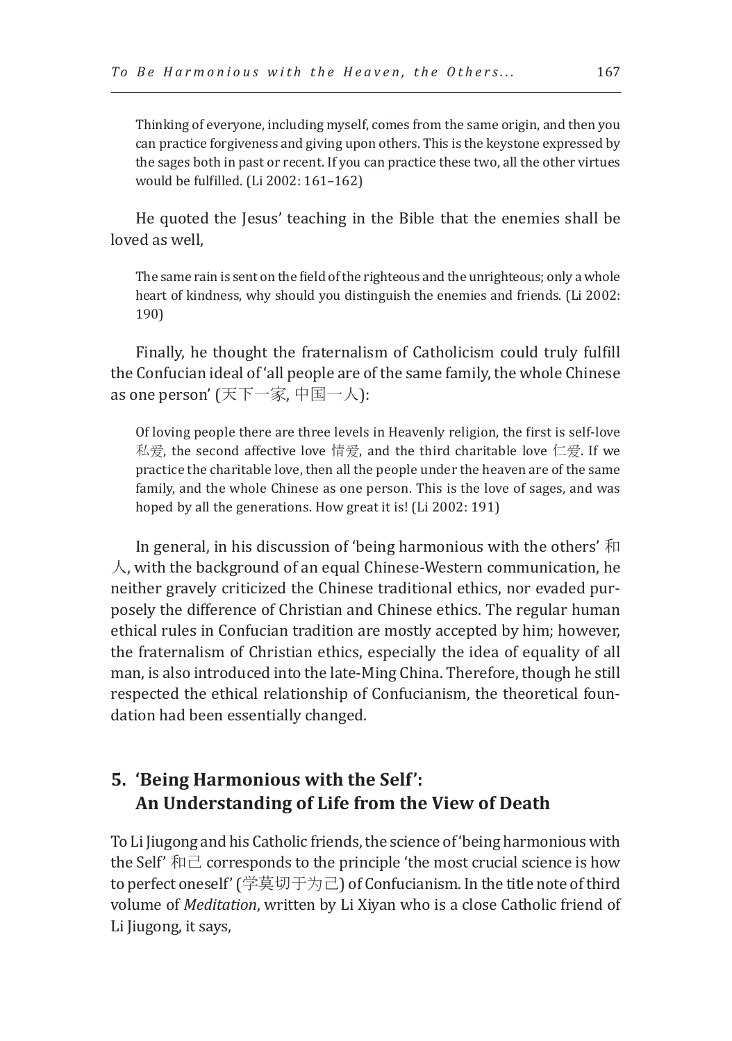> Thinking of everyone, including myself, comes from the same origin, and then you can practice forgiveness and giving upon others. This is the keystone expressed by the sages both in past or recent. If you can practice these two, all the other virtues would be fulfilled. (Li 2002: 161–162)

He quoted the Jesus' teaching in the Bible that the enemies shall be loved as well,

> The same rain is sent on the field of the righteous and the unrighteous; only a whole heart of kindness, why should you distinguish the enemies and friends. (Li 2002: 190)

Finally, he thought the fraternalism of Catholicism could truly fulfill the Confucian ideal of 'all people are of the same family, the whole Chinese as one person' (天下一家, 中国一人):

> Of loving people there are three levels in Heavenly religion, the first is self-love 私爱, the second affective love 情爱, and the third charitable love 仁爱. If we practice the charitable love, then all the people under the heaven are of the same family, and the whole Chinese as one person. This is the love of sages, and was hoped by all the generations. How great it is! (Li 2002: 191)

In general, in his discussion of 'being harmonious with the others' 和人, with the background of an equal Chinese-Western communication, he neither gravely criticized the Chinese traditional ethics, nor evaded purposely the difference of Christian and Chinese ethics. The regular human ethical rules in Confucian tradition are mostly accepted by him; however, the fraternalism of Christian ethics, especially the idea of equality of all man, is also introduced into the late-Ming China. Therefore, though he still respected the ethical relationship of Confucianism, the theoretical foundation had been essentially changed.

## 5. 'Being Harmonious with the Self': An Understanding of Life from the View of Death

To Li Jiugong and his Catholic friends, the science of 'being harmonious with the Self' 和己 corresponds to the principle 'the most crucial science is how to perfect oneself' (学莫切于为己) of Confucianism. In the title note of third volume of *Meditation*, written by Li Xiyan who is a close Catholic friend of Li Jiugong, it says,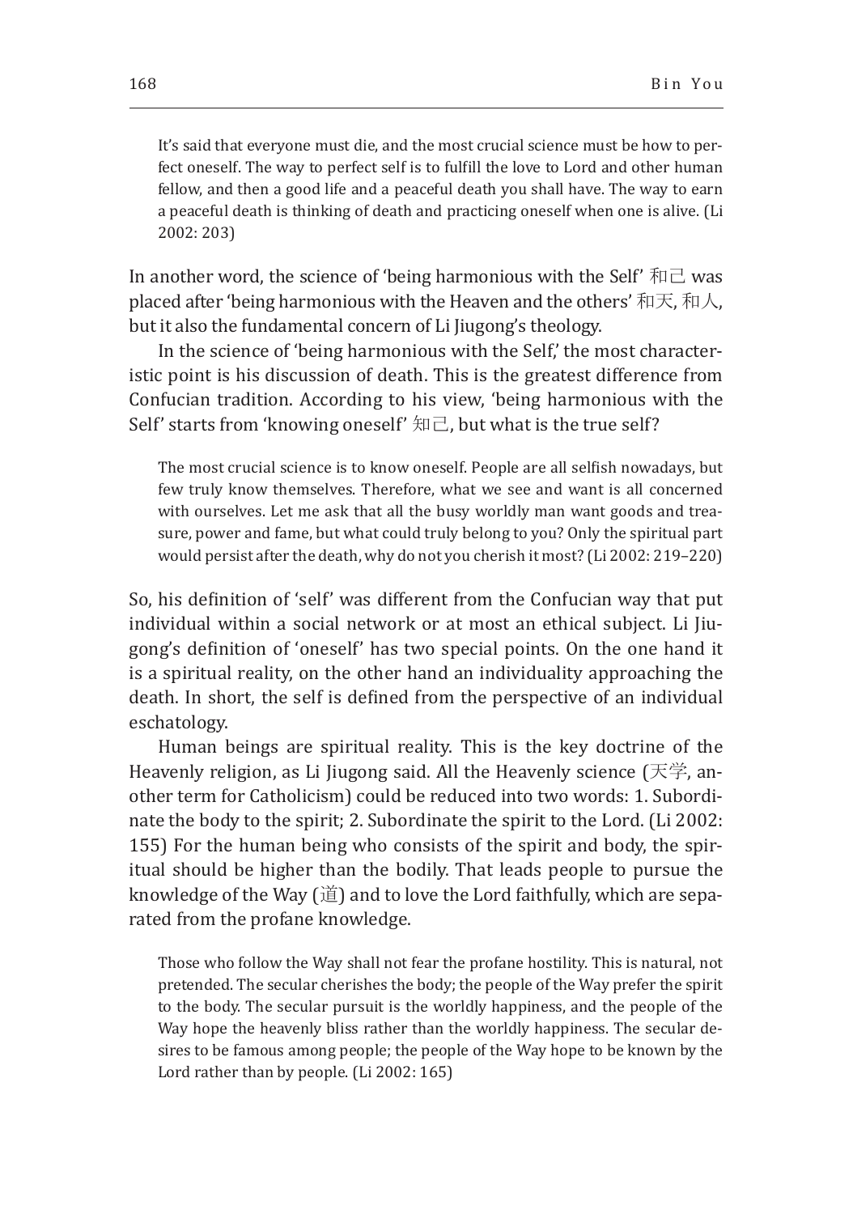> It's said that everyone must die, and the most crucial science must be how to perfect oneself. The way to perfect self is to fulfill the love to Lord and other human fellow, and then a good life and a peaceful death you shall have. The way to earn a peaceful death is thinking of death and practicing oneself when one is alive. (Li 2002: 203)

In another word, the science of 'being harmonious with the Self' 和己 was placed after 'being harmonious with the Heaven and the others' 和天, 和人, but it also the fundamental concern of Li Jiugong's theology.

In the science of 'being harmonious with the Self,' the most characteristic point is his discussion of death. This is the greatest difference from Confucian tradition. According to his view, 'being harmonious with the Self' starts from 'knowing oneself' 知己, but what is the true self?

> The most crucial science is to know oneself. People are all selfish nowadays, but few truly know themselves. Therefore, what we see and want is all concerned with ourselves. Let me ask that all the busy worldly man want goods and treasure, power and fame, but what could truly belong to you? Only the spiritual part would persist after the death, why do not you cherish it most? (Li 2002: 219–220)

So, his definition of 'self' was different from the Confucian way that put individual within a social network or at most an ethical subject. Li Jiugong's definition of 'oneself' has two special points. On the one hand it is a spiritual reality, on the other hand an individuality approaching the death. In short, the self is defined from the perspective of an individual eschatology.

Human beings are spiritual reality. This is the key doctrine of the Heavenly religion, as Li Jiugong said. All the Heavenly science (天学, another term for Catholicism) could be reduced into two words: 1. Subordinate the body to the spirit; 2. Subordinate the spirit to the Lord. (Li 2002: 155) For the human being who consists of the spirit and body, the spiritual should be higher than the bodily. That leads people to pursue the knowledge of the Way (道) and to love the Lord faithfully, which are separated from the profane knowledge.

> Those who follow the Way shall not fear the profane hostility. This is natural, not pretended. The secular cherishes the body; the people of the Way prefer the spirit to the body. The secular pursuit is the worldly happiness, and the people of the Way hope the heavenly bliss rather than the worldly happiness. The secular desires to be famous among people; the people of the Way hope to be known by the Lord rather than by people. (Li 2002: 165)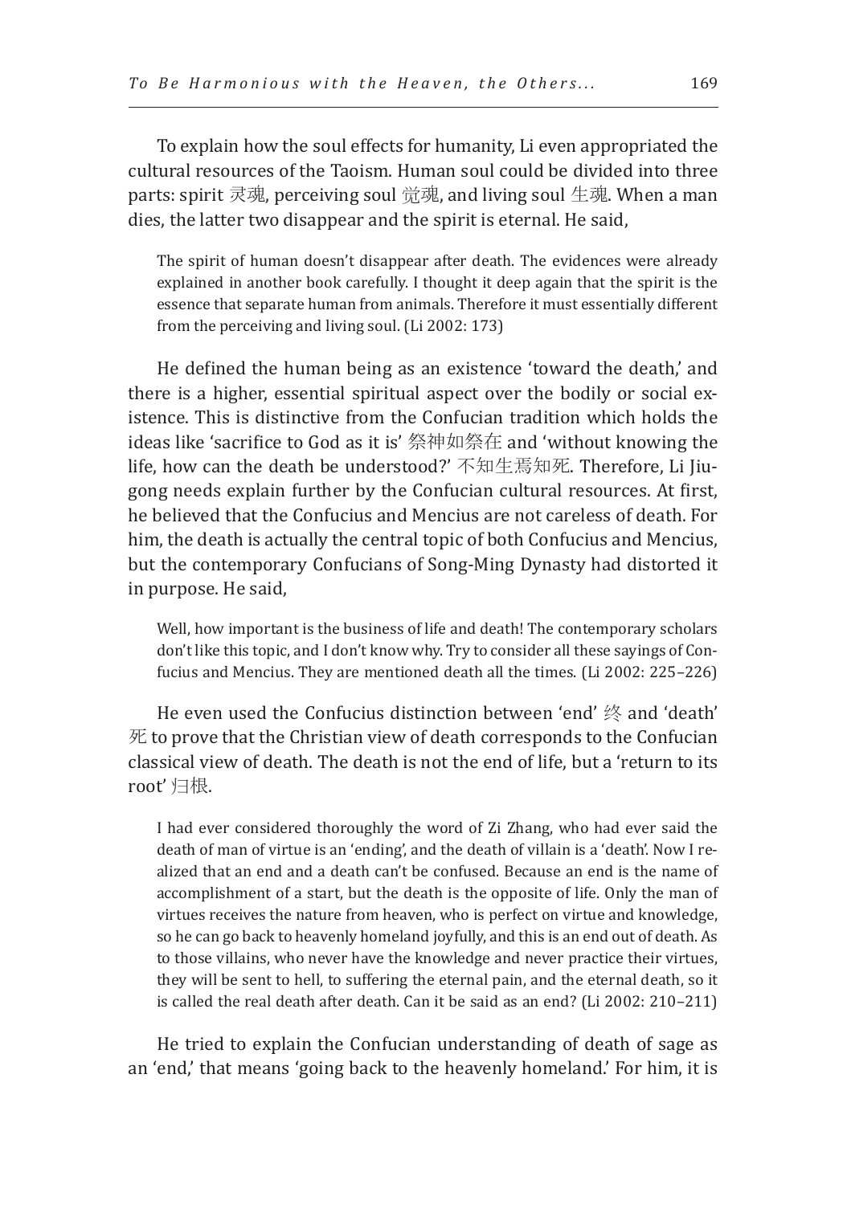To explain how the soul effects for humanity, Li even appropriated the cultural resources of the Taoism. Human soul could be divided into three parts: spirit 灵魂, perceiving soul 觉魂, and living soul 生魂. When a man dies, the latter two disappear and the spirit is eternal. He said,

> The spirit of human doesn't disappear after death. The evidences were already explained in another book carefully. I thought it deep again that the spirit is the essence that separate human from animals. Therefore it must essentially different from the perceiving and living soul. (Li 2002: 173)

He defined the human being as an existence 'toward the death,' and there is a higher, essential spiritual aspect over the bodily or social existence. This is distinctive from the Confucian tradition which holds the ideas like 'sacrifice to God as it is' 祭神如祭在 and 'without knowing the life, how can the death be understood?' 不知生焉知死. Therefore, Li Jiugong needs explain further by the Confucian cultural resources. At first, he believed that the Confucius and Mencius are not careless of death. For him, the death is actually the central topic of both Confucius and Mencius, but the contemporary Confucians of Song-Ming Dynasty had distorted it in purpose. He said,

> Well, how important is the business of life and death! The contemporary scholars don't like this topic, and I don't know why. Try to consider all these sayings of Confucius and Mencius. They are mentioned death all the times. (Li 2002: 225–226)

He even used the Confucius distinction between 'end' 终 and 'death' 死 to prove that the Christian view of death corresponds to the Confucian classical view of death. The death is not the end of life, but a 'return to its root' 归根.

> I had ever considered thoroughly the word of Zi Zhang, who had ever said the death of man of virtue is an 'ending', and the death of villain is a 'death'. Now I realized that an end and a death can't be confused. Because an end is the name of accomplishment of a start, but the death is the opposite of life. Only the man of virtues receives the nature from heaven, who is perfect on virtue and knowledge, so he can go back to heavenly homeland joyfully, and this is an end out of death. As to those villains, who never have the knowledge and never practice their virtues, they will be sent to hell, to suffering the eternal pain, and the eternal death, so it is called the real death after death. Can it be said as an end? (Li 2002: 210–211)

He tried to explain the Confucian understanding of death of sage as an 'end,' that means 'going back to the heavenly homeland.' For him, it is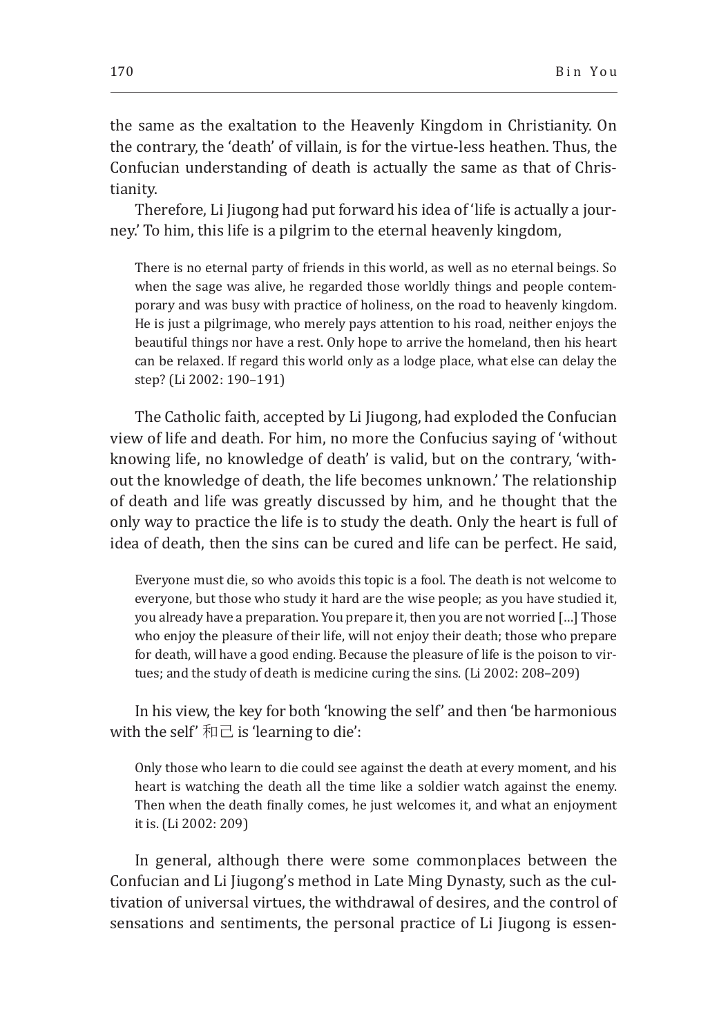the same as the exaltation to the Heavenly Kingdom in Christianity. On the contrary, the 'death' of villain, is for the virtue-less heathen. Thus, the Confucian understanding of death is actually the same as that of Christianity.

Therefore, Li Jiugong had put forward his idea of 'life is actually a journey.' To him, this life is a pilgrim to the eternal heavenly kingdom,

> There is no eternal party of friends in this world, as well as no eternal beings. So when the sage was alive, he regarded those worldly things and people contemporary and was busy with practice of holiness, on the road to heavenly kingdom. He is just a pilgrimage, who merely pays attention to his road, neither enjoys the beautiful things nor have a rest. Only hope to arrive the homeland, then his heart can be relaxed. If regard this world only as a lodge place, what else can delay the step? (Li 2002: 190–191)

The Catholic faith, accepted by Li Jiugong, had exploded the Confucian view of life and death. For him, no more the Confucius saying of 'without knowing life, no knowledge of death' is valid, but on the contrary, 'without the knowledge of death, the life becomes unknown.' The relationship of death and life was greatly discussed by him, and he thought that the only way to practice the life is to study the death. Only the heart is full of idea of death, then the sins can be cured and life can be perfect. He said,

> Everyone must die, so who avoids this topic is a fool. The death is not welcome to everyone, but those who study it hard are the wise people; as you have studied it, you already have a preparation. You prepare it, then you are not worried […] Those who enjoy the pleasure of their life, will not enjoy their death; those who prepare for death, will have a good ending. Because the pleasure of life is the poison to virtues; and the study of death is medicine curing the sins. (Li 2002: 208–209)

In his view, the key for both 'knowing the self' and then 'be harmonious with the self' 和己 is 'learning to die':

> Only those who learn to die could see against the death at every moment, and his heart is watching the death all the time like a soldier watch against the enemy. Then when the death finally comes, he just welcomes it, and what an enjoyment it is. (Li 2002: 209)

In general, although there were some commonplaces between the Confucian and Li Jiugong's method in Late Ming Dynasty, such as the cultivation of universal virtues, the withdrawal of desires, and the control of sensations and sentiments, the personal practice of Li Jiugong is essen-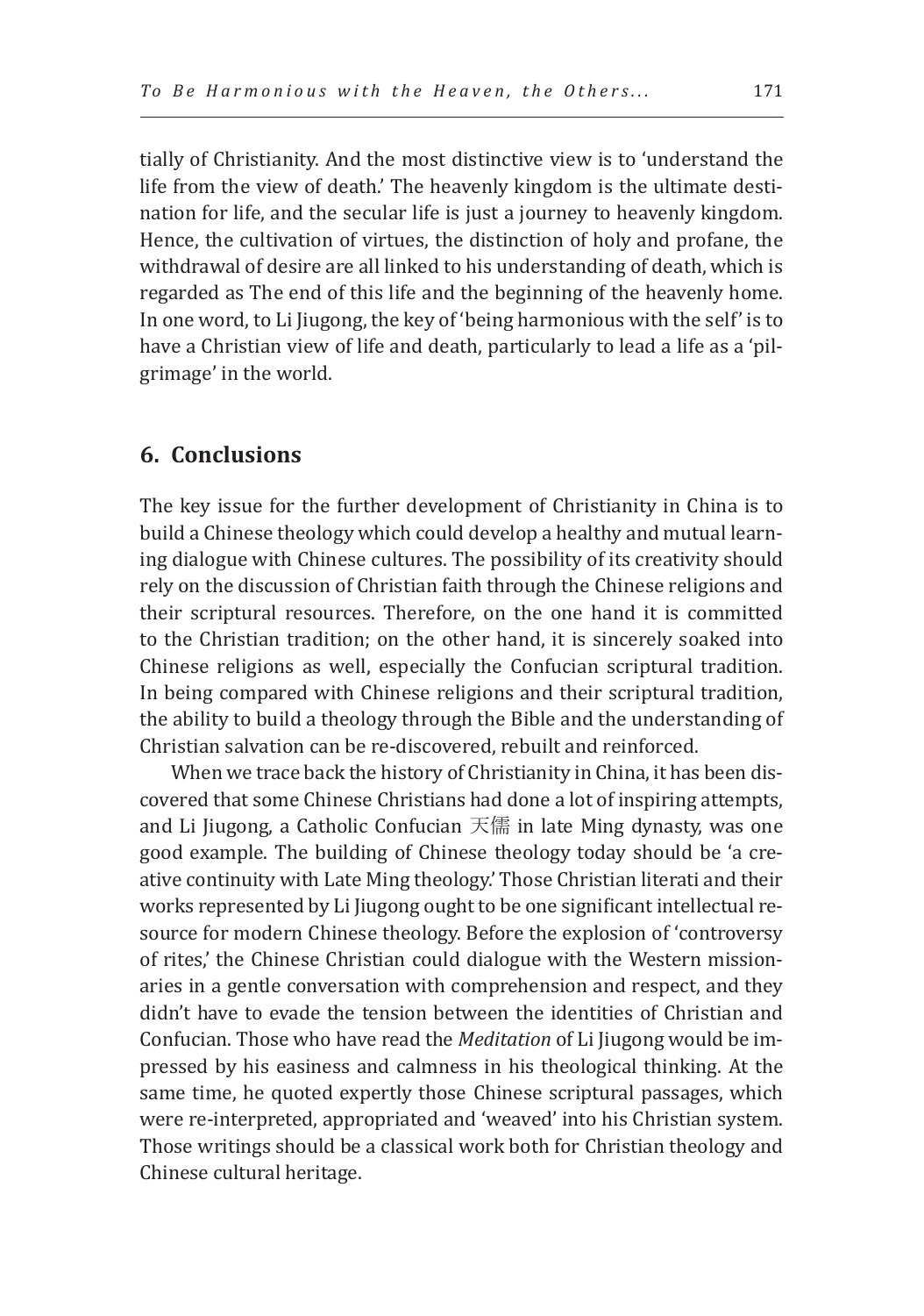tially of Christianity. And the most distinctive view is to 'understand the life from the view of death.' The heavenly kingdom is the ultimate destination for life, and the secular life is just a journey to heavenly kingdom. Hence, the cultivation of virtues, the distinction of holy and profane, the withdrawal of desire are all linked to his understanding of death, which is regarded as The end of this life and the beginning of the heavenly home. In one word, to Li Jiugong, the key of 'being harmonious with the self' is to have a Christian view of life and death, particularly to lead a life as a 'pilgrimage' in the world.

## 6. Conclusions

The key issue for the further development of Christianity in China is to build a Chinese theology which could develop a healthy and mutual learning dialogue with Chinese cultures. The possibility of its creativity should rely on the discussion of Christian faith through the Chinese religions and their scriptural resources. Therefore, on the one hand it is committed to the Christian tradition; on the other hand, it is sincerely soaked into Chinese religions as well, especially the Confucian scriptural tradition. In being compared with Chinese religions and their scriptural tradition, the ability to build a theology through the Bible and the understanding of Christian salvation can be re-discovered, rebuilt and reinforced.

When we trace back the history of Christianity in China, it has been discovered that some Chinese Christians had done a lot of inspiring attempts, and Li Jiugong, a Catholic Confucian 天儒 in late Ming dynasty, was one good example. The building of Chinese theology today should be 'a creative continuity with Late Ming theology.' Those Christian literati and their works represented by Li Jiugong ought to be one significant intellectual resource for modern Chinese theology. Before the explosion of 'controversy of rites,' the Chinese Christian could dialogue with the Western missionaries in a gentle conversation with comprehension and respect, and they didn't have to evade the tension between the identities of Christian and Confucian. Those who have read the *Meditation* of Li Jiugong would be impressed by his easiness and calmness in his theological thinking. At the same time, he quoted expertly those Chinese scriptural passages, which were re-interpreted, appropriated and 'weaved' into his Christian system. Those writings should be a classical work both for Christian theology and Chinese cultural heritage.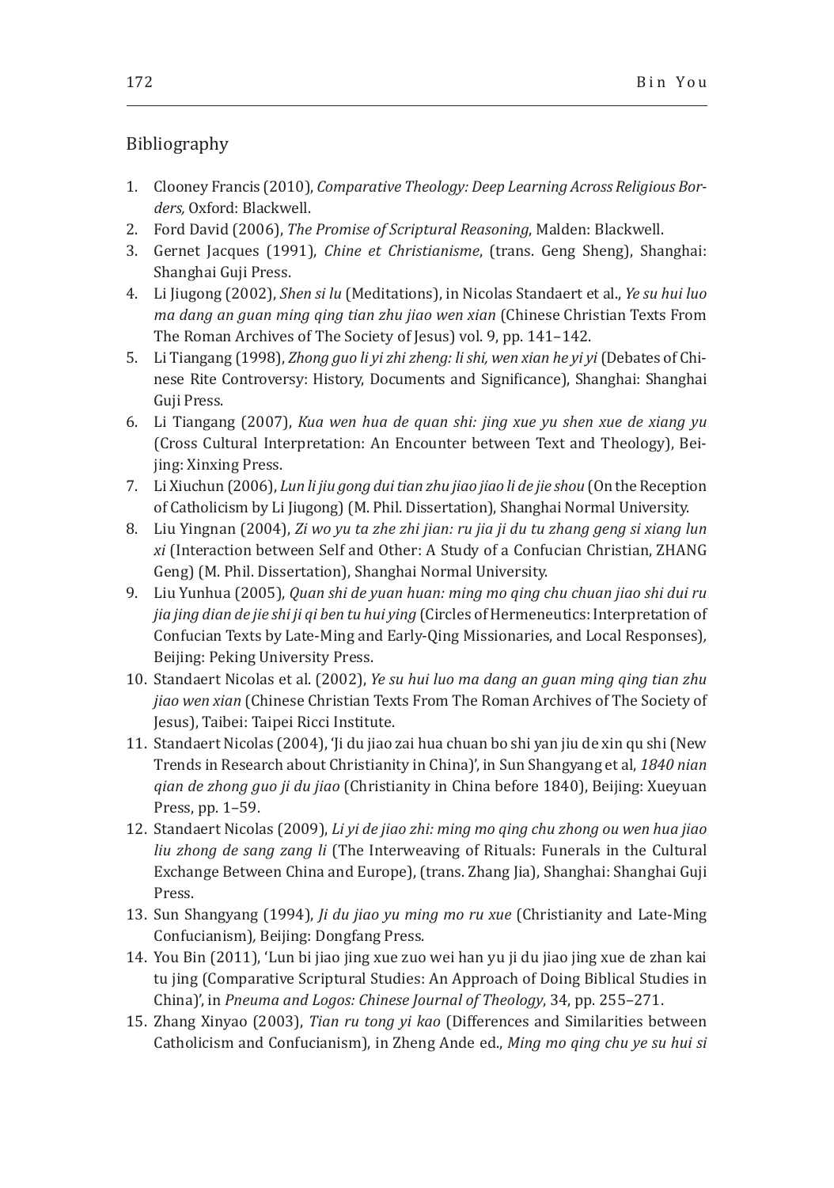## Bibliography

1. Clooney Francis (2010), *Comparative Theology: Deep Learning Across Religious Borders,* Oxford: Blackwell.
2. Ford David (2006), *The Promise of Scriptural Reasoning*, Malden: Blackwell.
3. Gernet Jacques (1991), *Chine et Christianisme*, (trans. Geng Sheng), Shanghai: Shanghai Guji Press.
4. Li Jiugong (2002), *Shen si lu* (Meditations), in Nicolas Standaert et al., *Ye su hui luo ma dang an guan ming qing tian zhu jiao wen xian* (Chinese Christian Texts From The Roman Archives of The Society of Jesus) vol. 9, pp. 141–142.
5. Li Tiangang (1998), *Zhong guo li yi zhi zheng: li shi, wen xian he yi yi* (Debates of Chinese Rite Controversy: History, Documents and Significance), Shanghai: Shanghai Guji Press.
6. Li Tiangang (2007), *Kua wen hua de quan shi: jing xue yu shen xue de xiang yu* (Cross Cultural Interpretation: An Encounter between Text and Theology), Beijing: Xinxing Press.
7. Li Xiuchun (2006), *Lun li jiu gong dui tian zhu jiao jiao li de jie shou* (On the Reception of Catholicism by Li Jiugong) (M. Phil. Dissertation), Shanghai Normal University.
8. Liu Yingnan (2004), *Zi wo yu ta zhe zhi jian: ru jia ji du tu zhang geng si xiang lun xi* (Interaction between Self and Other: A Study of a Confucian Christian, ZHANG Geng) (M. Phil. Dissertation), Shanghai Normal University.
9. Liu Yunhua (2005), *Quan shi de yuan huan: ming mo qing chu chuan jiao shi dui ru jia jing dian de jie shi ji qi ben tu hui ying* (Circles of Hermeneutics: Interpretation of Confucian Texts by Late-Ming and Early-Qing Missionaries, and Local Responses), Beijing: Peking University Press.
10. Standaert Nicolas et al. (2002), *Ye su hui luo ma dang an guan ming qing tian zhu jiao wen xian* (Chinese Christian Texts From The Roman Archives of The Society of Jesus), Taibei: Taipei Ricci Institute.
11. Standaert Nicolas (2004), 'Ji du jiao zai hua chuan bo shi yan jiu de xin qu shi (New Trends in Research about Christianity in China)', in Sun Shangyang et al, *1840 nian qian de zhong guo ji du jiao* (Christianity in China before 1840), Beijing: Xueyuan Press, pp. 1–59.
12. Standaert Nicolas (2009), *Li yi de jiao zhi: ming mo qing chu zhong ou wen hua jiao liu zhong de sang zang li* (The Interweaving of Rituals: Funerals in the Cultural Exchange Between China and Europe), (trans. Zhang Jia), Shanghai: Shanghai Guji Press.
13. Sun Shangyang (1994), *Ji du jiao yu ming mo ru xue* (Christianity and Late-Ming Confucianism), Beijing: Dongfang Press.
14. You Bin (2011), 'Lun bi jiao jing xue zuo wei han yu ji du jiao jing xue de zhan kai tu jing (Comparative Scriptural Studies: An Approach of Doing Biblical Studies in China)', in *Pneuma and Logos: Chinese Journal of Theology*, 34, pp. 255–271.
15. Zhang Xinyao (2003), *Tian ru tong yi kao* (Differences and Similarities between Catholicism and Confucianism), in Zheng Ande ed., *Ming mo qing chu ye su hui si*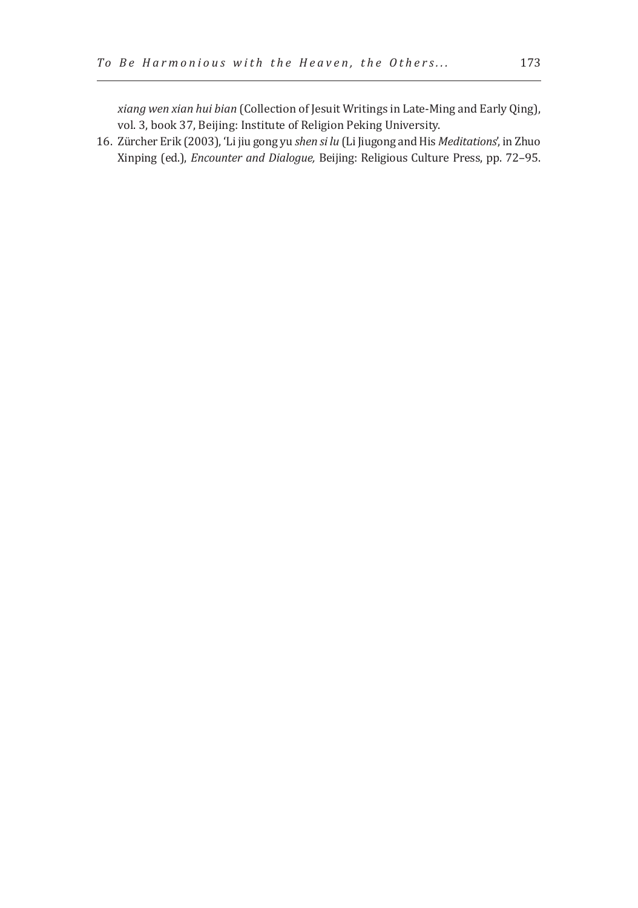*xiang wen xian hui bian* (Collection of Jesuit Writings in Late-Ming and Early Qing), vol. 3, book 37, Beijing: Institute of Religion Peking University.

16. Zürcher Erik (2003), 'Li jiu gong yu *shen si lu* (Li Jiugong and His *Meditations*', in Zhuo Xinping (ed.), *Encounter and Dialogue,* Beijing: Religious Culture Press, pp. 72–95.